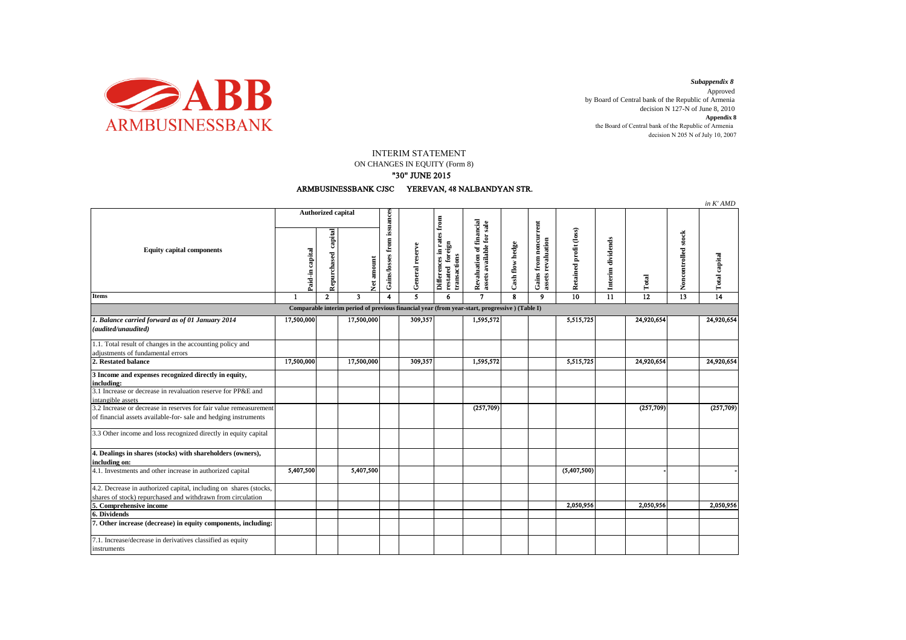*Subappendix 8*

Approved by Board of Central bank of the Republic of Armenia decision N 127-N of June 8, 2010

**Appendix 8**

the Board of Central bank of the Republic of Armenia decision N 205 N of July 10, 2007

# INTERIM STATEMENT

## ON CHANGES IN EQUITY (Form 8)

## "30" JUNE 2015

### ARMBUSINESSBANK CJSC YEREVAN, 48 NALBANDYAN STR.

*in K' AMD*

| Equity capital components | Authorized capital | | | Gains/losses from issuances | General reserve | Differences in rates from restated foreign transactions | Revaluation of financial assets available for sale | Cash flow hedge | Gains from noncurrent assets revaluation | Retained profit (loss) | Interim dividends | Total | Noncontrolled stock | Total capital |
|---|---|---|---|---|---|---|---|---|---|---|---|---|---|---|
| | Paid-in capital | Repurchased capital | Net amount | | | | | | | | | | | |
| **Items** | 1 | 2 | 3 | 4 | 5 | 6 | 7 | 8 | 9 | 10 | 11 | 12 | 13 | 14 |
| **Comparable interim period of previous financial year (from year-start, progressive ) (Table I)** | | | | | | | | | | | | | | |
| ***1. Balance carried forward as of 01 January 2014 (audited/unaudited)*** | 17,500,000 | | 17,500,000 | | 309,357 | | 1,595,572 | | | 5,515,725 | | 24,920,654 | | 24,920,654 |
| 1.1. Total result of changes in the accounting policy and adjustments of fundamental errors | | | | | | | | | | | | | | |
| **2. Restated balance** | 17,500,000 | | 17,500,000 | | 309,357 | | 1,595,572 | | | 5,515,725 | | 24,920,654 | | 24,920,654 |
| **3 Income and expenses recognized directly in equity, including:** | | | | | | | | | | | | | | |
| 3.1 Increase or decrease in revaluation reserve for PP&E and intangible assets | | | | | | | | | | | | | | |
| 3.2 Increase or decrease in reserves for fair value remeasurement of financial assets available-for- sale and hedging instruments | | | | | | | (257,709) | | | | | (257,709) | | (257,709) |
| 3.3 Other income and loss recognized directly in equity capital | | | | | | | | | | | | | | |
| **4. Dealings in shares (stocks) with shareholders (owners), including on:** | | | | | | | | | | | | | | |
| 4.1. Investments and other increase in authorized capital | 5,407,500 | | 5,407,500 | | | | | | | (5,407,500) | | - | | - |
| 4.2. Decrease in authorized capital, including on shares (stocks, shares of stock) repurchased and withdrawn from circulation | | | | | | | | | | | | | | |
| **5. Comprehensive income** | | | | | | | | | | 2,050,956 | | 2,050,956 | | 2,050,956 |
| **6. Dividends** | | | | | | | | | | | | | | |
| **7. Other increase (decrease) in equity components, including:** | | | | | | | | | | | | | | |
| 7.1. Increase/decrease in derivatives classified as equity instruments | | | | | | | | | | | | | | |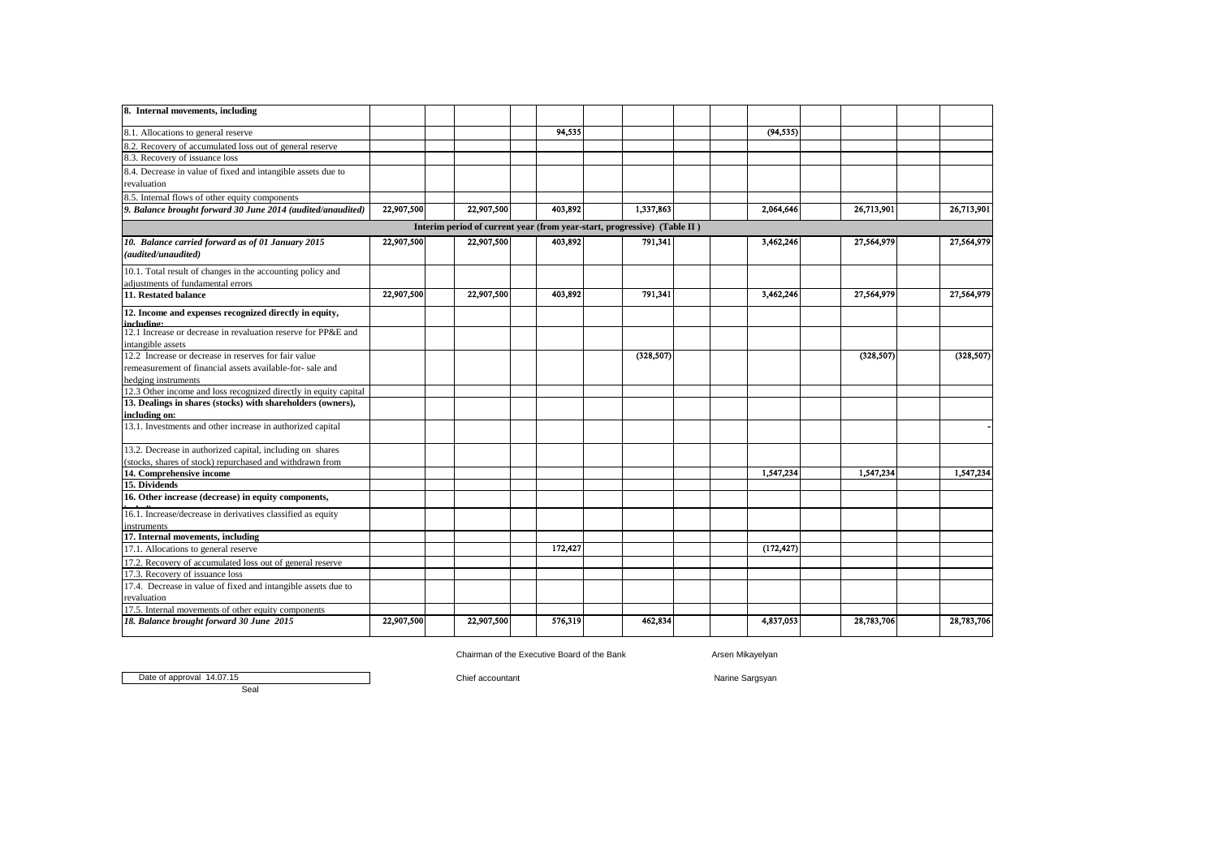| | | | | | | | | | | | | | | |
|---|---|---|---|---|---|---|---|---|---|---|---|---|---|---|
| **8. Internal movements, including** | | | | | | | | | | | | | | |
| 8.1. Allocations to general reserve | | | | | 94,535 | | | | | (94,535) | | | | |
| 8.2. Recovery of accumulated loss out of general reserve | | | | | | | | | | | | | | |
| 8.3. Recovery of issuance loss | | | | | | | | | | | | | | |
| 8.4. Decrease in value of fixed and intangible assets due to revaluation | | | | | | | | | | | | | | |
| 8.5. Internal flows of other equity components | | | | | | | | | | | | | | |
| ***9. Balance brought forward 30 June 2014 (audited/anaudited)*** | 22,907,500 | | 22,907,500 | | 403,892 | | 1,337,863 | | | 2,064,646 | | 26,713,901 | | 26,713,901 |
| **Interim period of current year (from year-start, progressive) (Table II )** | | | | | | | | | | | | | | |
| ***10. Balance carried forward as of 01 January 2015 (audited/unaudited)*** | 22,907,500 | | 22,907,500 | | 403,892 | | 791,341 | | | 3,462,246 | | 27,564,979 | | 27,564,979 |
| 10.1. Total result of changes in the accounting policy and adjustments of fundamental errors | | | | | | | | | | | | | | |
| **11. Restated balance** | 22,907,500 | | 22,907,500 | | 403,892 | | 791,341 | | | 3,462,246 | | 27,564,979 | | 27,564,979 |
| **12. Income and expenses recognized directly in equity, including:** | | | | | | | | | | | | | | |
| 12.1 Increase or decrease in revaluation reserve for PP&E and intangible assets | | | | | | | | | | | | | | |
| 12.2 Increase or decrease in reserves for fair value remeasurement of financial assets available-for- sale and hedging instruments | | | | | | | (328,507) | | | | | (328,507) | | (328,507) |
| 12.3 Other income and loss recognized directly in equity capital | | | | | | | | | | | | | | |
| **13. Dealings in shares (stocks) with shareholders (owners), including on:** | | | | | | | | | | | | | | |
| 13.1. Investments and other increase in authorized capital | | | | | | | | | | | | | | - |
| 13.2. Decrease in authorized capital, including on shares (stocks, shares of stock) repurchased and withdrawn from | | | | | | | | | | | | | | |
| **14. Comprehensive income** | | | | | | | | | | 1,547,234 | | 1,547,234 | | 1,547,234 |
| **15. Dividends** | | | | | | | | | | | | | | |
| **16. Other increase (decrease) in equity components, including** | | | | | | | | | | | | | | |
| 16.1. Increase/decrease in derivatives classified as equity instruments | | | | | | | | | | | | | | |
| **17. Internal movements, including** | | | | | | | | | | | | | | |
| 17.1. Allocations to general reserve | | | | | 172,427 | | | | | (172,427) | | | | |
| 17.2. Recovery of accumulated loss out of general reserve | | | | | | | | | | | | | | |
| 17.3. Recovery of issuance loss | | | | | | | | | | | | | | |
| 17.4. Decrease in value of fixed and intangible assets due to revaluation | | | | | | | | | | | | | | |
| 17.5. Internal movements of other equity components | | | | | | | | | | | | | | |
| ***18. Balance brought forward 30 June 2015*** | 22,907,500 | | 22,907,500 | | 576,319 | | 462,834 | | | 4,837,053 | | 28,783,706 | | 28,783,706 |

Chairman of the Executive Board of the Bank — Arsen Mikayelyan

Date of approval 14.07.15

Chief accountant — Narine Sargsyan

Seal